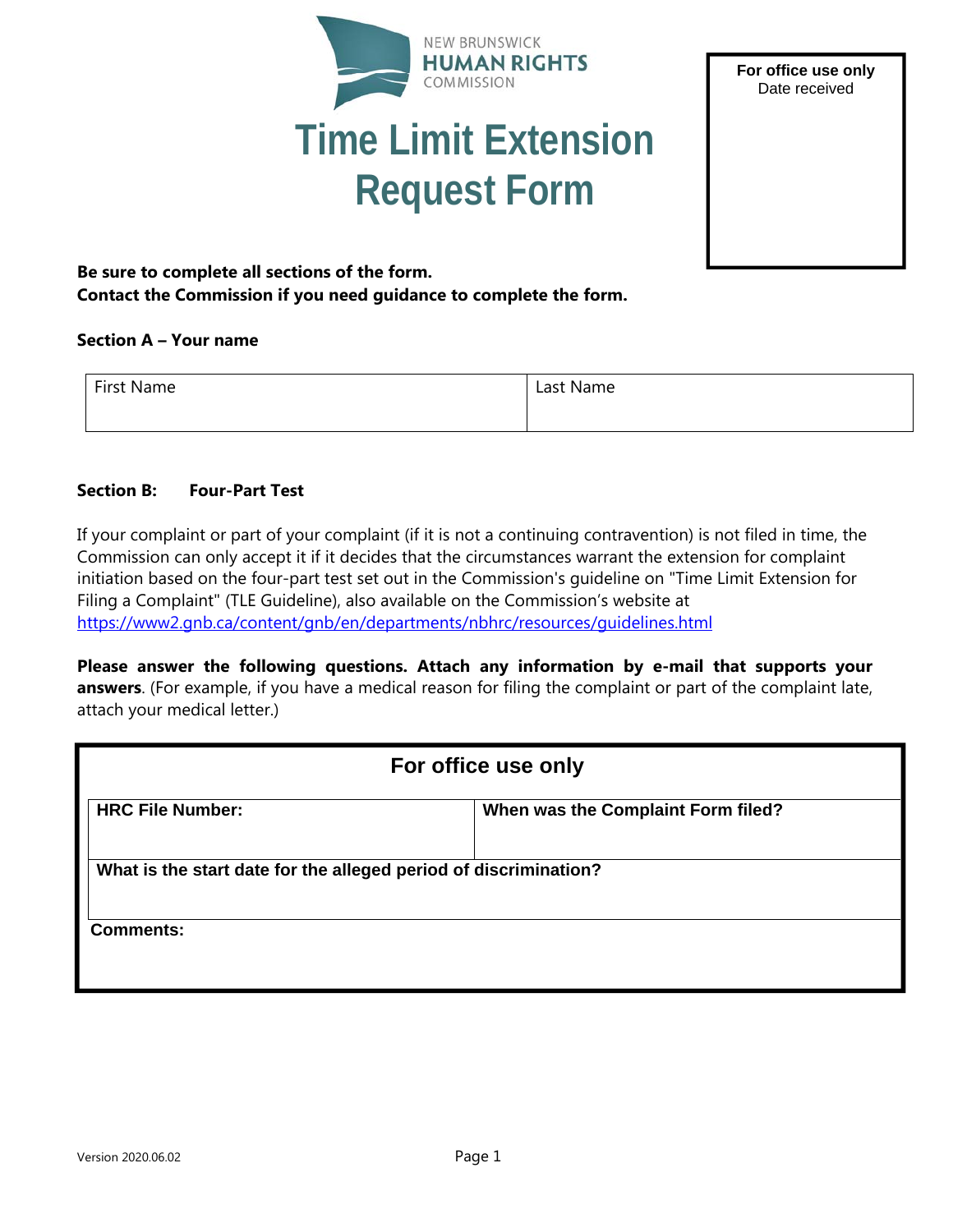NEW BRUNSWICK
**HUMAN RIGHTS**
COMMISSION

# Time Limit Extension Request Form

| For office use only |
|---|
| Date received |

**Be sure to complete all sections of the form.**
**Contact the Commission if you need guidance to complete the form.**

### Section A – Your name

| First Name | Last Name |
|---|---|
| | |

### Section B: Four-Part Test

If your complaint or part of your complaint (if it is not a continuing contravention) is not filed in time, the Commission can only accept it if it decides that the circumstances warrant the extension for complaint initiation based on the four-part test set out in the Commission's guideline on "Time Limit Extension for Filing a Complaint" (TLE Guideline), also available on the Commission's website at https://www2.gnb.ca/content/gnb/en/departments/nbhrc/resources/guidelines.html

**Please answer the following questions. Attach any information by e-mail that supports your answers**. (For example, if you have a medical reason for filing the complaint or part of the complaint late, attach your medical letter.)

| For office use only | |
|---|---|
| **HRC File Number:** | **When was the Complaint Form filed?** |
| **What is the start date for the alleged period of discrimination?** | |
| **Comments:** | |

Version 2020.06.02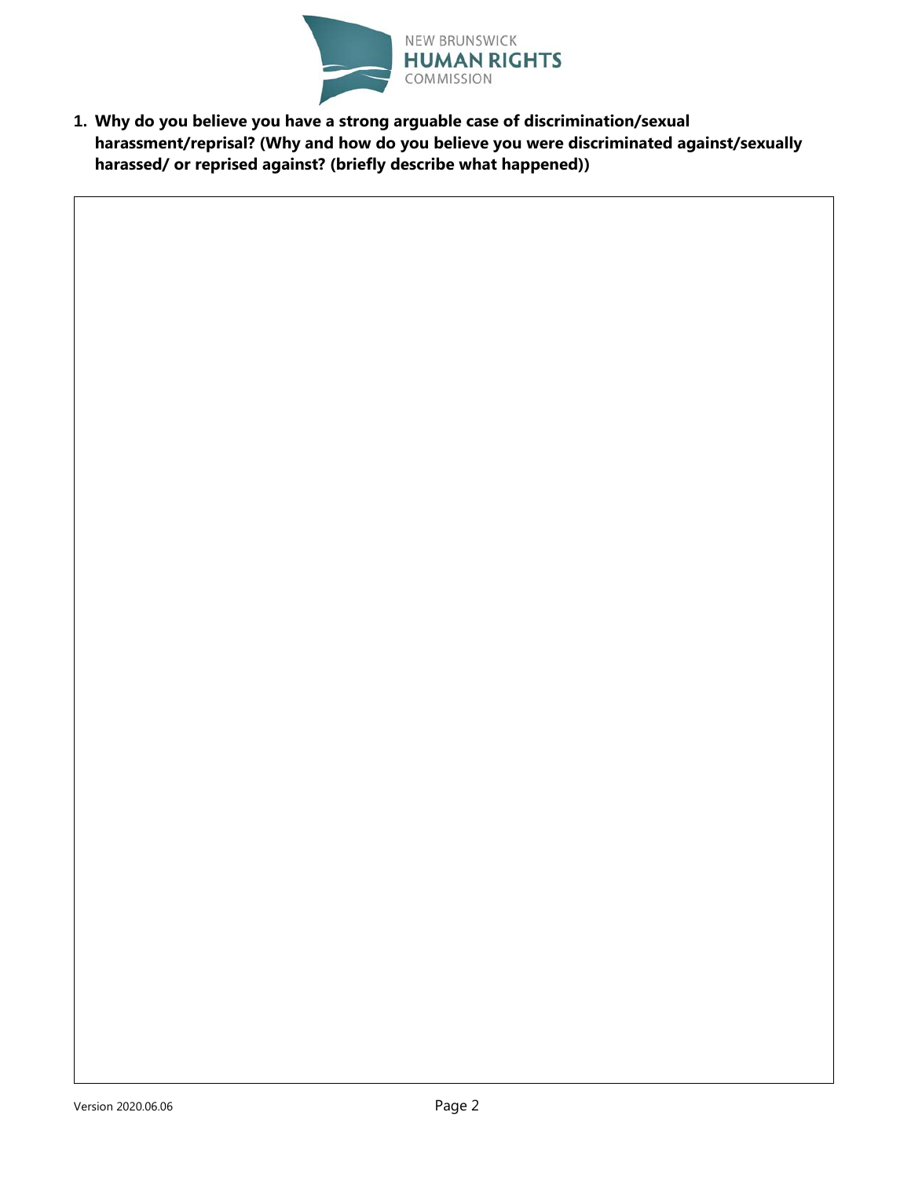1. **Why do you believe you have a strong arguable case of discrimination/sexual harassment/reprisal? (Why and how do you believe you were discriminated against/sexually harassed/ or reprised against? (briefly describe what happened))**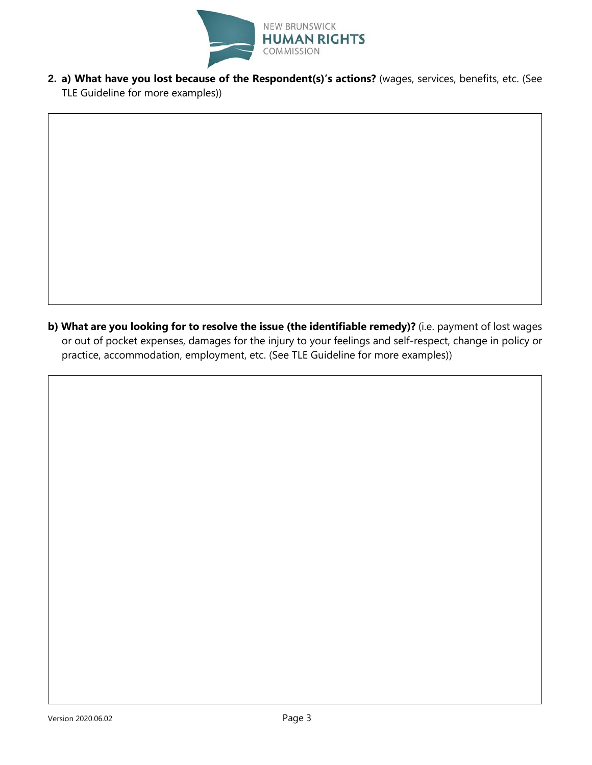**2. a) What have you lost because of the Respondent(s)'s actions?** (wages, services, benefits, etc. (See TLE Guideline for more examples))

**b) What are you looking for to resolve the issue (the identifiable remedy)?** (i.e. payment of lost wages or out of pocket expenses, damages for the injury to your feelings and self-respect, change in policy or practice, accommodation, employment, etc. (See TLE Guideline for more examples))

Version 2020.06.02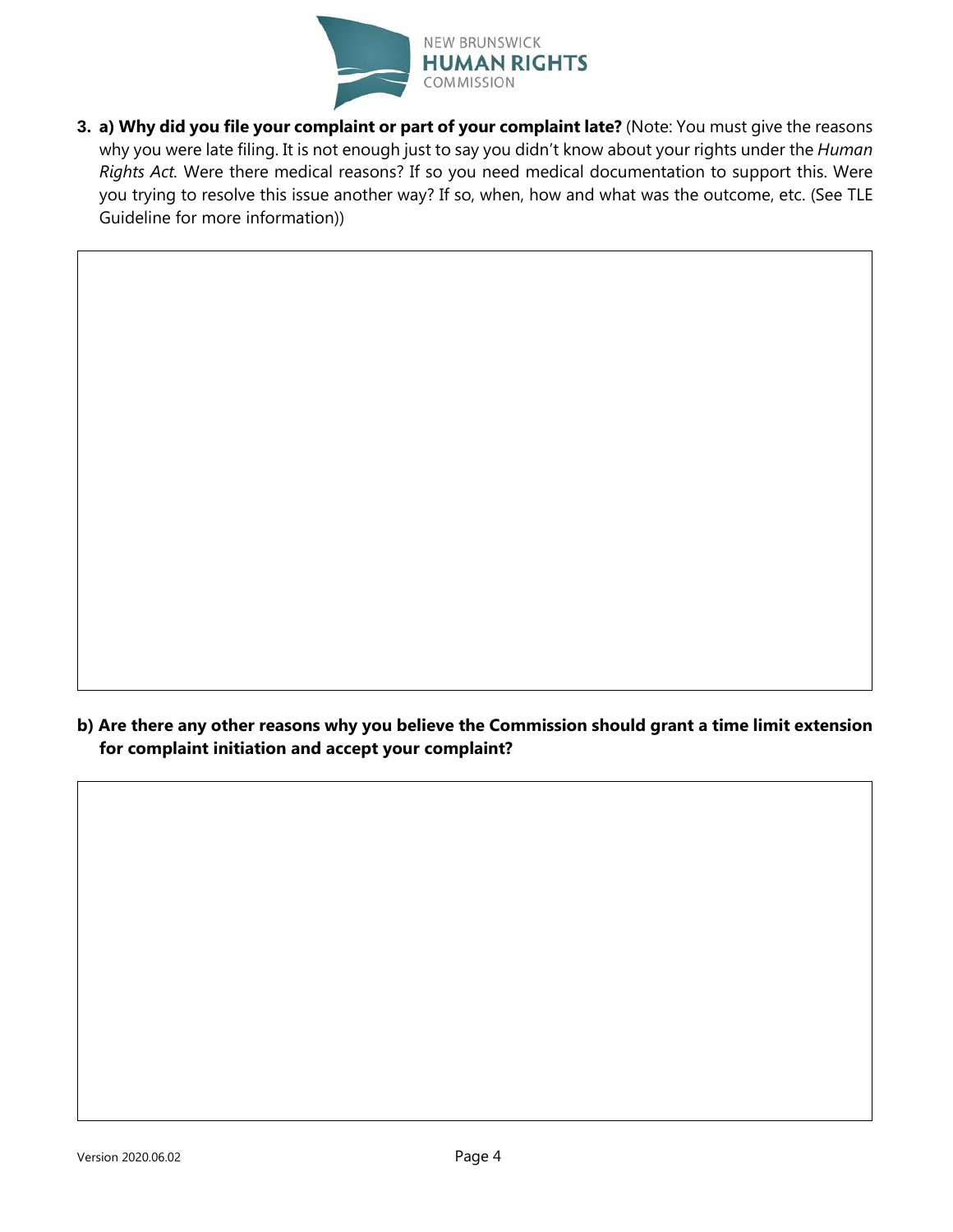**3. a) Why did you file your complaint or part of your complaint late?** (Note: You must give the reasons why you were late filing. It is not enough just to say you didn't know about your rights under the *Human Rights Act*. Were there medical reasons? If so you need medical documentation to support this. Were you trying to resolve this issue another way? If so, when, how and what was the outcome, etc. (See TLE Guideline for more information))

**b) Are there any other reasons why you believe the Commission should grant a time limit extension for complaint initiation and accept your complaint?**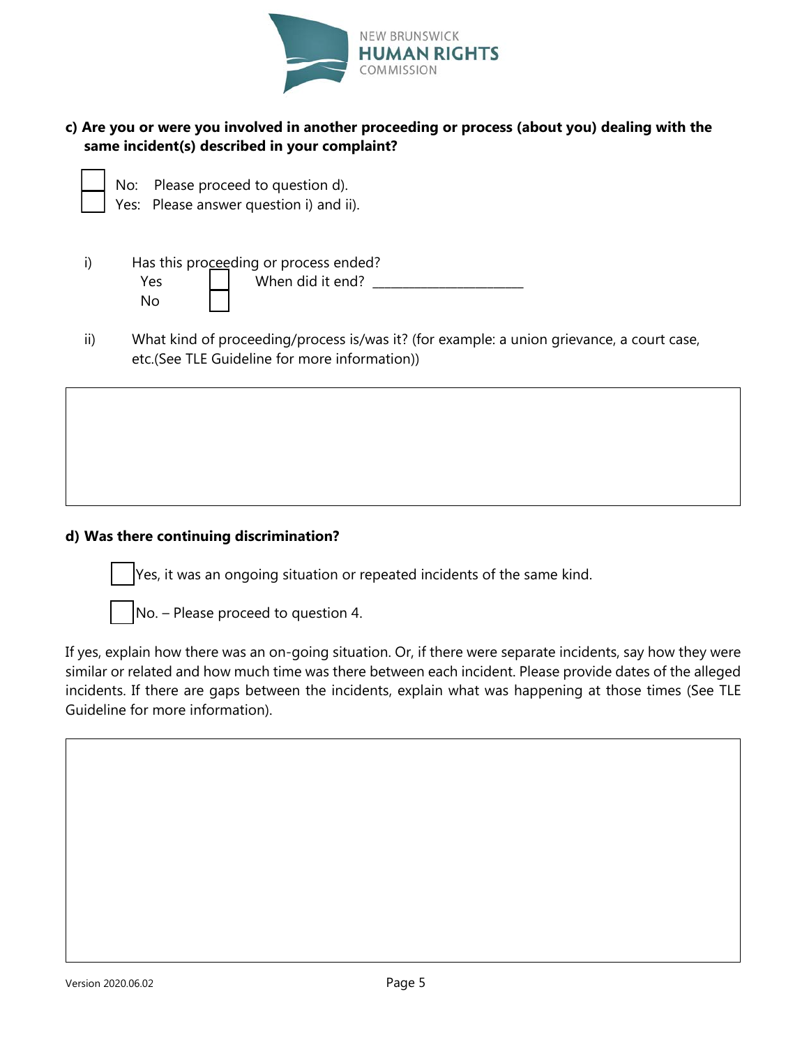**c) Are you or were you involved in another proceeding or process (about you) dealing with the same incident(s) described in your complaint?**

☐ No: Please proceed to question d).
☐ Yes: Please answer question i) and ii).

i) Has this proceeding or process ended?

Yes ☐ When did it end? ______________________

No ☐

ii) What kind of proceeding/process is/was it? (for example: a union grievance, a court case, etc.(See TLE Guideline for more information))

| |
|---|
| |

**d) Was there continuing discrimination?**

☐ Yes, it was an ongoing situation or repeated incidents of the same kind.

☐ No. – Please proceed to question 4.

If yes, explain how there was an on-going situation. Or, if there were separate incidents, say how they were similar or related and how much time was there between each incident. Please provide dates of the alleged incidents. If there are gaps between the incidents, explain what was happening at those times (See TLE Guideline for more information).

| |
|---|
| |

Version 2020.06.02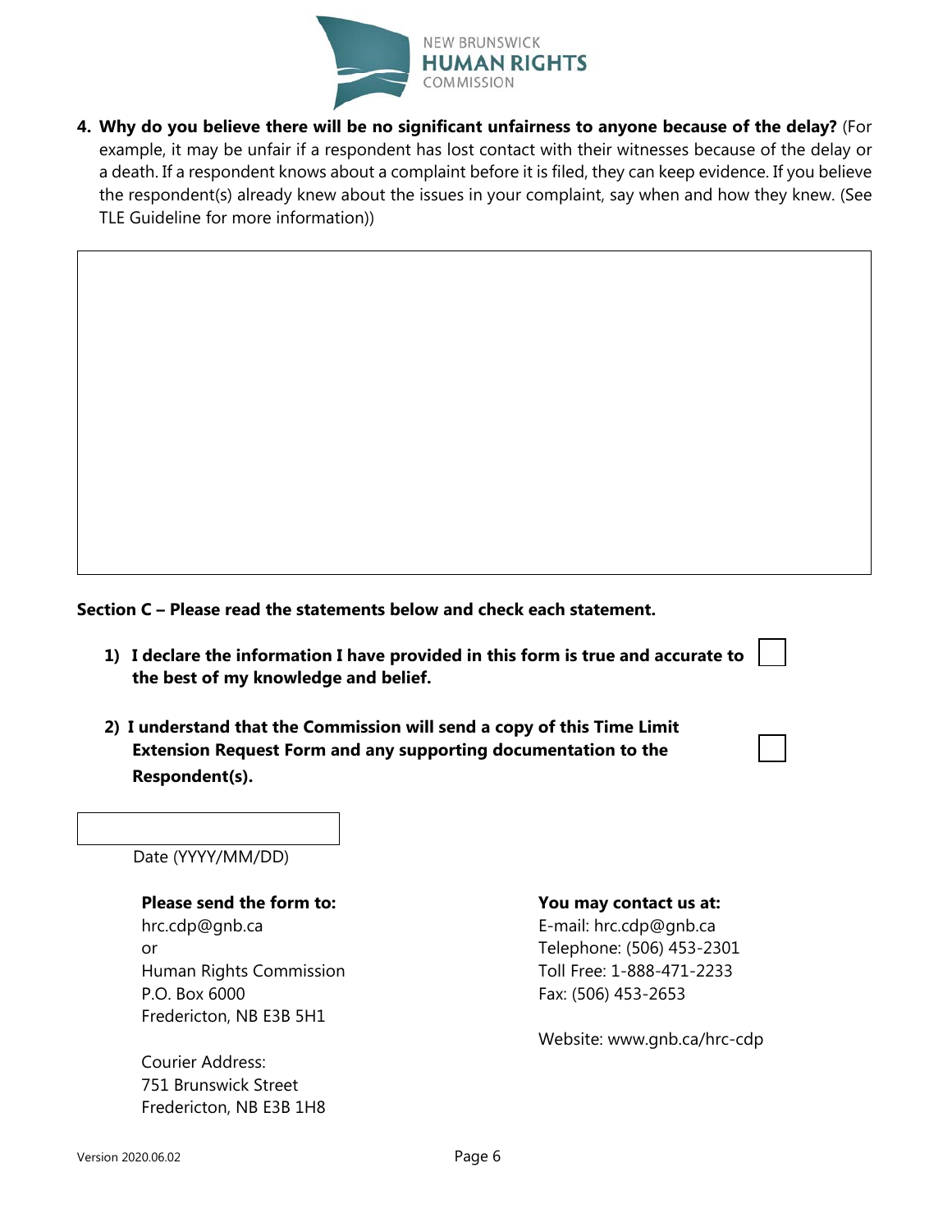**4. Why do you believe there will be no significant unfairness to anyone because of the delay?** (For example, it may be unfair if a respondent has lost contact with their witnesses because of the delay or a death. If a respondent knows about a complaint before it is filed, they can keep evidence. If you believe the respondent(s) already knew about the issues in your complaint, say when and how they knew. (See TLE Guideline for more information))

**Section C – Please read the statements below and check each statement.**

1) **I declare the information I have provided in this form is true and accurate to the best of my knowledge and belief.** ☐

2) **I understand that the Commission will send a copy of this Time Limit Extension Request Form and any supporting documentation to the Respondent(s).** ☐

Date (YYYY/MM/DD)

**Please send the form to:**
hrc.cdp@gnb.ca
or
Human Rights Commission
P.O. Box 6000
Fredericton, NB E3B 5H1

Courier Address:
751 Brunswick Street
Fredericton, NB E3B 1H8

**You may contact us at:**
E-mail: hrc.cdp@gnb.ca
Telephone: (506) 453-2301
Toll Free: 1-888-471-2233
Fax: (506) 453-2653

Website: www.gnb.ca/hrc-cdp

Version 2020.06.02